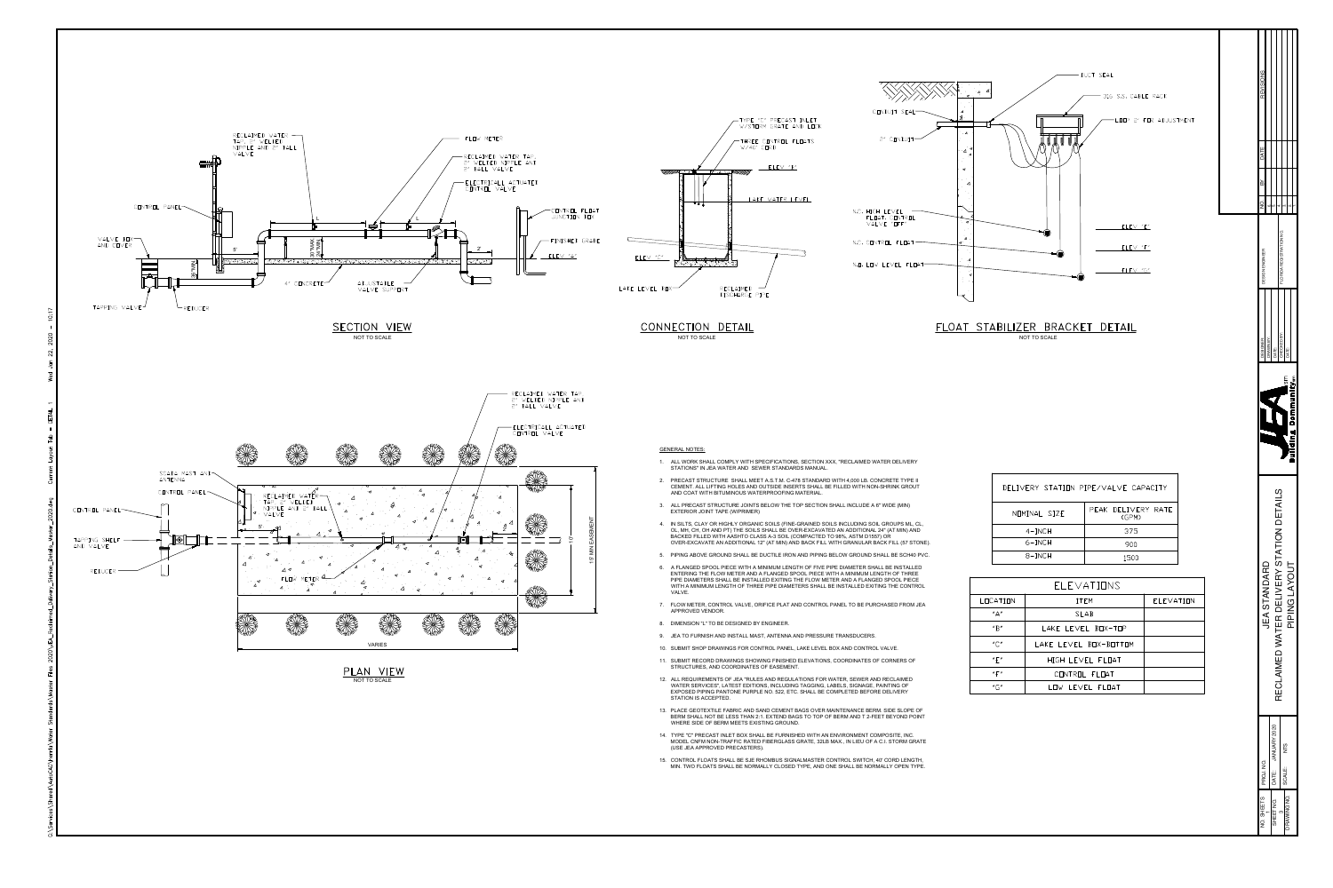# JEA STANDARD
## RECLAIMED WATER DELIVERY STATION DETAILS
## PIPING LAYOUT

### SECTION VIEW
NOT TO SCALE

RECLAIMED WATER TAP, 2" WELDED NIPPLE AND 2" BALL VALVE

FLOW METER

RECLAIMED WATER TAP, 2" WELDED NIPPLE AND 2" BALL VALVE

ELECTRICALLY ACTUATED CONTROL VALVE

CONTROL FLOAT JUNCTION BOX

CONTROL PANEL

VALVE BOX AND COVER

FINISHED GRADE

ELEV "A"

4" CONCRETE

ADJUSTABLE VALVE SUPPORT

TAPPING VALVE

REDUCER

### CONNECTION DETAIL
NOT TO SCALE

TYPE "C" PRECAST INLET W/STORM GRATE AND LOCK

THREE CONTROL FLOATS W/40' CORD

ELEV "B"

LAKE WATER LEVEL

ELEV "C"

LAKE LEVEL BOX

RECLAIMED DISCHARGE PIPE

### FLOAT STABILIZER BRACKET DETAIL
NOT TO SCALE

DUCT SEAL

316 S.S. CABLE RACK

CONDUIT SEAL

2" CONDUIT

LOOP 2' FOR ADJUSTMENT

N.O. HIGH LEVEL FLOAT: CONTROL VALVE OFF

N.C. CONTROL FLOAT

N.O. LOW LEVEL FLOAT

ELEV "E"

ELEV "F"

ELEV "G"

### PLAN VIEW
NOT TO SCALE

RECLAIMED WATER TAP, 2" WELDED NIPPLE AND 2" BALL VALVE

ELECTRICALLY ACTUATED CONTROL VALVE

SCADA MAST AND ANTENNA

CONTROL PANEL

RECLAIMED WATER TAP, 2" WELDED NIPPLE AND 2" BALL VALVE

TAPPING SHELF AND VALVE

REDUCER

FLOW METER

15' MIN EASEMENT

VARIES

### GENERAL NOTES:

1. ALL WORK SHALL COMPLY WITH SPECIFICATIONS, SECTION XXX, "RECLAIMED WATER DELIVERY STATIONS" IN JEA WATER AND SEWER STANDARDS MANUAL.
2. PRECAST STRUCTURE SHALL MEET A.S.T.M. C-478 STANDARD WITH 4,000 LB. CONCRETE TYPE II CEMENT. ALL LIFTING HOLES AND OUTSIDE INSERTS SHALL BE FILLED WITH NON-SHRINK GROUT AND COAT WITH BITUMINOUS WATERPROOFING MATERIAL.
3. ALL PRECAST STRUCTURE JOINTS BELOW THE TOP SECTION SHALL INCLUDE A 6" WIDE (MIN) EXTERIOR JOINT TAPE (W/PRIMER)
4. IN SILTS, CLAY OR HIGHLY ORGANIC SOILS (FINE-GRAINED SOILS INCLUDING SOIL GROUPS ML, CL, OL, MH, CH, OH AND PT) THE SOILS SHALL BE OVER-EXCAVATED AN ADDITIONAL 24" (AT MIN) AND BACKED FILLED WITH AASHTO CLASS A-3 SOIL (COMPACTED TO 98%, ASTM D1557) OR OVER-EXCAVATE AN ADDITIONAL 12" (AT MIN) AND BACK FILL WITH GRANULAR BACK FILL (57 STONE).
5. PIPING ABOVE GROUND SHALL BE DUCTILE IRON AND PIPING BELOW GROUND SHALL BE SCH40 PVC.
6. A FLANGED SPOOL PIECE WITH A MINIMUM LENGTH OF FIVE PIPE DIAMETER SHALL BE INSTALLED ENTERING THE FLOW METER AND A FLANGED SPOOL PIECE WITH A MINIMUM LENGTH OF THREE PIPE DIAMETERS SHALL BE INSTALLED EXITING THE FLOW METER AND A FLANGED SPOOL PIECE WITH A MINIMUM LENGTH OF THREE PIPE DIAMETERS SHALL BE INSTALLED EXITING THE CONTROL VALVE.
7. FLOW METER, CONTROL VALVE, ORIFICE PLAT AND CONTROL PANEL TO BE PURCHASED FROM JEA APPROVED VENDOR.
8. DIMENSION "L" TO BE DESIGNED BY ENGINEER.
9. JEA TO FURNISH AND INSTALL MAST, ANTENNA AND PRESSURE TRANSDUCERS.
10. SUBMIT SHOP DRAWINGS FOR CONTROL PANEL, LAKE LEVEL BOX AND CONTROL VALVE.
11. SUBMIT RECORD DRAWINGS SHOWING FINISHED ELEVATIONS, COORDINATES OF CORNERS OF STRUCTURES, AND COORDINATES OF EASEMENT.
12. ALL REQUIREMENTS OF JEA "RULES AND REGULATIONS FOR WATER, SEWER AND RECLAIMED WATER SERVICES", LATEST EDITIONS, INCLUDING TAGGING, LABELS, SIGNAGE, PAINTING OF EXPOSED PIPING PANTONE PURPLE NO. 522, ETC. SHALL BE COMPLETED BEFORE DELIVERY STATION IS ACCEPTED.
13. PLACE GEOTEXTILE FABRIC AND SAND CEMENT BAGS OVER MAINTENANCE BERM. SIDE SLOPE OF BERM SHALL NOT BE LESS THAN 2:1. EXTEND BAGS TO TOP OF BERM AND T 2-FEET BEYOND POINT WHERE SIDE OF BERM MEETS EXISTING GROUND.
14. TYPE "C" PRECAST INLET BOX SHALL BE FURNISHED WITH AN ENVIRONMENT COMPOSITE, INC. MODEL CNFM NON-TRAFFIC RATED FIBERGLASS GRATE, 32LB MAX., IN LIEU OF A C.I. STORM GRATE (USE JEA APPROVED PRECASTERS).
15. CONTROL FLOATS SHALL BE SJE RHOMBUS SIGNALMASTER CONTROL SWITCH, 40' CORD LENGTH, MIN. TWO FLOATS SHALL BE NORMALLY CLOSED TYPE, AND ONE SHALL BE NORMALLY OPEN TYPE.

| DELIVERY STATION PIPE/VALVE CAPACITY | |
|---|---|
| NOMINAL SIZE | PEAK DELIVERY RATE (GPM) |
| 4-INCH | 375 |
| 6-INCH | 900 |
| 8-INCH | 1500 |

| ELEVATIONS | | |
|---|---|---|
| LOCATION | ITEM | ELEVATION |
| "A" | SLAB | |
| "B" | LAKE LEVEL BOX-TOP | |
| "C" | LAKE LEVEL BOX-BOTTOM | |
| "E" | HIGH LEVEL FLOAT | |
| "F" | CONTROL FLOAT | |
| "G" | LOW LEVEL FLOAT | |

JEA Building Community

PROJ. NO. | DATE: JANUARY 2020 | SCALE: NTS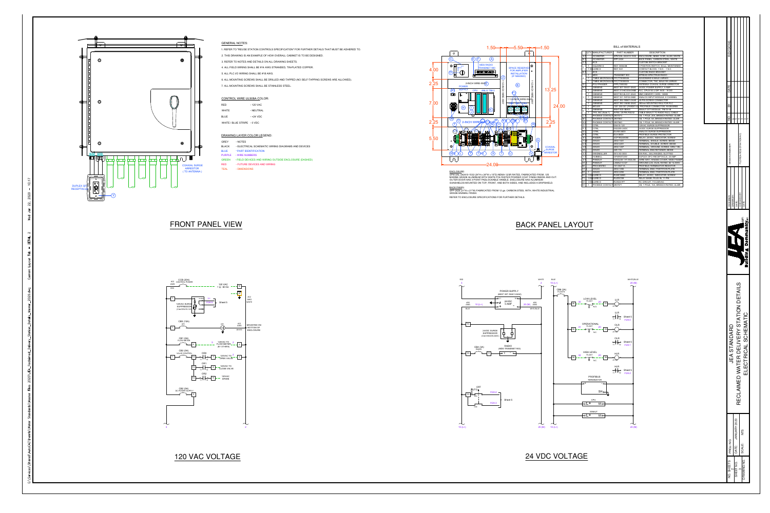## GENERAL NOTES:

1. REFER TO "REUSE STATION CONTROLS SPECIFICATION" FOR FURTHER DETAILS THAT MUST BE ADHERED TO.
2. THIS DRAWING IS AN EXAMPLE OF HOW OVERALL CABINET IS TO BE DESIGNED.
3. REFER TO NOTES AND DETAILS ON ALL DRAWING SHEETS.
4. ALL FIELD WIRING SHALL BE #14 AWG STRANDED, TIN-PLATED COPPER.
5. ALL PLC I/O WIRING SHALL BE #18 AWG.
6. ALL MOUNTING SCREWS SHALL BE DRILLED AND TAPPED (NO SELF-TAPPING SCREWS ARE ALLOWED).
7. ALL MOUNTING SCREWS SHALL BE STAINLESS STEEL.

## CONTROL WIRE UL508A COLOR:

| | |
|---|---|
| RED | - 120 VAC |
| WHITE | - NEUTRAL |
| BLUE | - +24 VDC |
| WHITE / BLUE STRIPE | - 0 VDC |

## DRAWING LAYER COLOR LEGEND:

| | |
|---|---|
| GREY | - NOTES |
| BLACK | - ELECTRICAL SCHEMATIC WIRING DIAGRAMS AND DEVICES |
| BLUE | - PART IDENTIFICATION |
| PURPLE | - WIRE NUMBERS |
| GREEN | - FIELD DEVICES AND WIRING OUTSIDE ENCLOSURE (DASHED) |
| RED | - FUTURE DEVICES AND WIRING |
| TEAL | - DIMENSIONS |

## BILL of MATERIALS

| | QTY | MANUFACTURER | PART NUMBER | DESCRIPTION |
|---|---|---|---|---|
| A | 1 | SCHAEFER | SPECIAL-242413-1532 | ENCLOSURE, NEMA 12/3R, ALUM, WHITE |
| B | 1 | SCHAEFER | SPP-2424 | BACK PANEL, CARBON STEEL, WHITE |
| C | 1 | BCS | | CUSTOM SWITCH BRACKET |
| D | 1 | SQUARE D | 9001 SKS43B | 3 POSITION SWITCH, 30mm, MAINTAINED |
| | 1 | SQUARE D | 9001 KA7 | CONTACT BLOCK 1 N.O. 1 N.C. |
| E | 1 | BCS | | CUSTOM RADIO BRACKET |
| F | 1 | MDS | TRANSNET 900 | SPREAD SPECTRUM RADIO |
| | 1 | TIMES MICROWAVE | TPC-TC00000 | CONNECTOR, TNC MALE RA LMR400 |
| G | 1 | TIMES MICROWAVE | TPC-TC00000 | CONNECTOR, TNC MALE RA LMR400 |
| H | 1 | POLYPHASER | TPPE-TDS50 | ANTENNA COAXIAL SURGE ARRESTOR |
| I | 1 | SIEMENS | 6ES7 307-1BA01-0AA0 | 24VDC POWER SUPPLY 5 AMP |
| J | 1 | SIEMENS | 6ES7 313-6CG04-0AB0 | PLC CPU 313C-2 DP 16 DI / 16 DO |
| | 1 | SIEMENS | 6ES7 953-8LJ31-0AA0 | MMC MEMORY CARD, 128KB |
| K | 1 | SIEMENS | 6ES7 331-7KF02-0AB0 | ANALOG INPUT MODULE, 8 CHANNEL |
| | 2 | SIEMENS | 6ES7 392-1AM00-0AA0 | 40-PIN SCREW CONNECTOR |
| L | 1 | SIEMENS | 6ES7 390-1AE80-0AA0 | 480mm MOUNTING RAIL FOR PLC |
| M | 1 | MOLEX | 1261-530-001 (PRM001) | PROFIBUS CONNECTOR, 90 DEGREE |
| N | 1 | SIEMENS | 6SN7 000-0BA00 | SINAUT ST7 MODULE, TIM 3V-IE |
| | 1 | FOC INC (Note 1) | STBC 25-PIN RS232 | CABLE SINAUT TO RADIO NULL CABLE |
| O | 1 | PHOENIX CONTACT | 2907573 | CB, 1 POLE, 20A, BRANCH RATED, UL489 |
| P | 1 | PHOENIX CONTACT | 2907562 | CB, 1 POLE, 5A, BRANCH RATED, UL489 |
| Q | 1 | PHOENIX CONTACT | 2907563 | CB, 1 POLE, 3A, BRANCH RATED, UL489 |
| R | 1 | CITEL | DS415-120 | 120VAC SURGE SUPPRESSOR |
| S | 1 | CITEL | DS220S-24DC | 24VDC SURGE SUPPRESSOR |
| T | 1 | CITEL | BLAH-24D3 | ANALOG SURGE SUPPRESSOR |
| U | 1 | CITEL | DLA-06D3 | PROFIBUS SURGE PROTECTOR |
| V | 1 | FINDER | 4CP.95240060 | RELAY, 24VDC, INDICATOR, SCREW |
| W | 1 | WAGO | 2002-1401 | TERMINAL, SINGLE, SCREW, BEIGE |
| X | 1 | WAGO | 2002-2201 | TERMINAL, DOUBLE, SCREW, BEIGE |
| Y | 1 | WAGO | 2002-1207 | TERMINAL, GROUND, SCREW, GRN / YEL |
| Z | 1 | WAGO | 249-116 | TERMINAL END RETAINER, BEIGE |
| AA | 1 | ERDMULLER | 0514 001000 | DIN RAIL, GALVANIZED, SLOTTED |
| AB | 1 | HUBBELL | GFWRST20W | DUPLEX GFCI RECEPTACLE, 20 AMP |
| AC | 1 | PANDUIT | F2X3LG6 / HT.1002LG6 | WIRE WAY, HINGED COVER, WIDE FINGER |
| AD | 1 | PANDUIT | LSB4Z14-Q7 | GROUND LUG, DUAL RATED, #2-14 AWG |
| AE | 1 | PROCENTEC | 1011001 14 | PROFIBUS TERMINATOR RESISTOR |
| AF | 1 | WAGO | 2002-1292 | TERMINAL END / PARTITION PLATE |
| AG | 1 | WAGO | 2002-2292 | TERMINAL END / PARTITION PLATE |
| AH | 1 | SQUARE D | RUMC32BD | RELAY, 24VDC, INDICATOR, SCREW |
| AI | 1 | SQUARE D | RUZSC3M | RELAY BASE, PLUG IN, 11 PIN |
| AJ | 1 | SQUARE D | RUW241P7 | RC CIRCUIT, 110-240VAC |
| AK | 1 | PHOENIX CONTACT | 2907571 | CB, 1 POLE, 15A, BRANCH RATED, UL489 |

ENCLOSURE:
SPECIAL-242413-1532 (24"H x 24"W x 13"D) NEMA 12/3R RATED, FABRICATED FROM .125 MARINE GRADE ALUMINUM WITH WHITE POLYESTER POWDER COAT FINISH INSIDE AND OUT. OUTER DOOR HAS 3-POINT PADLOCKABLE HANDLE. ENCLOSURE HAS ALUMINUM SUNSHIELDS MOUNTED ON TOP, FRONT, AND BOTH SIDES, AND INCLUDES A DRIPSHIELD.

BACK PANEL:
SPP-2424 (21"H x 21"W) FABRICATED FROM 12 ga. CARBON STEEL WITH, WHITE INDUSTRIAL GRADE ENAMEL FINISH.

REFER TO ENCLOSURE SPECIFICATIONS FOR FURTHER DETAILS.

# FRONT PANEL VIEW

DUPLEX GFI RECEPTACLE (AB); COAXIAL SURGE ARRESTOR (TO ANTENNA)

# BACK PANEL LAYOUT

Dimensions: 1.50, 5.50, 1.50; 4.00, 2.25, 7.00, 2.25, 5.50; 13.25, 24.00, 2.25; 24.00

MDS RADIO TRANSNET 900; SPACE RESERVED FOR AMPLIFIER INSTALLATION (IF NEEDED); 2-INCH WIRE-WAY; POWER SUPPLY; CPU; ANLG TIM-3; 2-INCH WIRE-WAY; COAXIAL SURGE ARRESTOR

# 120 VAC VOLTAGE

CCB (20A) CONTROL POWER; 120 VAC 1 φ - 60 Hz; 120VAC SURGE SUPPRESSOR (Citel DS415-120); Sheet 5; CB5 (15A) GFI; MOUNTED ON BOTTOM OF ENCLOSURE; CB1 (5A) FLOW METER — 120VAC TO FLOW METER (BY OTHERS); CB3 (5A) VALVE CONTROL — 120VAC TO OPEN VALVE; 120VAC TO CLOSE VALVE; 120VAC SPARE; CB2 (5A) DC POWER SUPPLY

# 24 VDC VOLTAGE

POWER SUPPLY (6ES7 307-1BA01-0AA0) 24VDC 5 AMP; 24VDC SURGE SUPPRESSOR (Citel DS220S-24DC); CB4 (3A) RADIO; RADIO (MDS TRANSNET 900); OFF / AUTO; Sheet 5; CB6 (3A) FLOATS; LOW LEVEL FLOAT — LLR; OPERATIONAL FLOAT — OLR; HIGH LEVEL FLOAT — HLR; PROFIBUS TERMINATOR; CPU; SINAUT

JEA STANDARD
RECLAIMED WATER DELIVERY STATION DETAILS
ELECTRICAL SCHEMATIC

DATE: JANUARY 2020
SCALE: NTS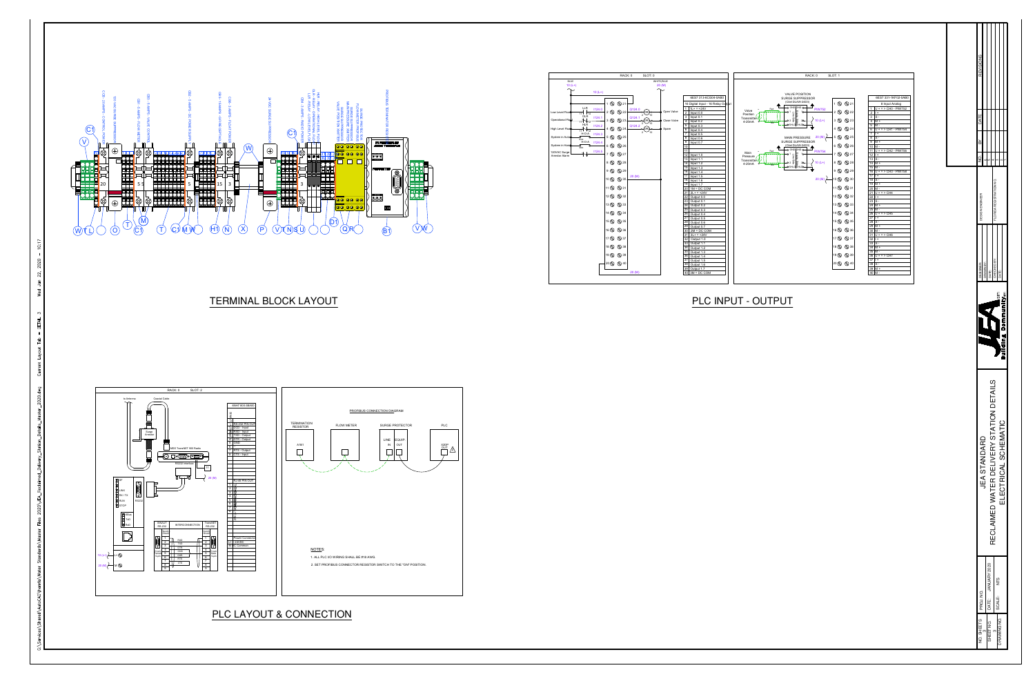## TERMINAL BLOCK LAYOUT

C-CB - 2 AMPS - CONTROL POWER

SV-120V SURGE SUPPRESSOR

CB1 - 5 AMPS - FLOW METER

CB2 - 5 AMPS - VALVE CONTROL

CB3 - 5 AMPS - DC POWER SUPPLY

CB4 - 5 AMPS - 24V DC POWER

CB5 - 5 AMPS - FLOAT POWER

24 VDC SURGE SUPPRESSOR

CB6 - 5 AMPS - RADIO POWER

PROFIBUS TERMINATOR RESISTOR

## PLC INPUT - OUTPUT

RACK: 0 SLOT: 0

6ES7 313-6CG04-0AB0

16 Digital Input - 16 Relay Output

| | |
|---|---|
| 1 | 1L + = 24V |
| 2 | Input 0.0 |
| 3 | Input 0.1 |
| 4 | Input 0.2 |
| 5 | Input 0.3 |
| 6 | Input 0.4 |
| 7 | Input 0.5 |
| 8 | Input 0.6 |
| 9 | Input 0.7 |
| 10 | |
| 11 | |
| 12 | Input 1.0 |
| 13 | Input 1.1 |
| 14 | Input 1.2 |
| 15 | Input 1.3 |
| 16 | Input 1.4 |
| 17 | Input 1.5 |
| 18 | Input 1.6 |
| 19 | Input 1.7 |
| 20 | 1M = DC COM |
| 21 | 2L + = +24V |
| 22 | Output 0.0 |
| 23 | Output 0.1 |
| 24 | Output 0.2 |
| 25 | Output 0.3 |
| 26 | Output 0.4 |
| 27 | Output 0.5 |
| 28 | Output 0.6 |
| 29 | Output 0.7 |
| 30 | 2M = DC COM |
| 31 | 3L + = +24V |
| 32 | Output 1.0 |
| 33 | Output 1.1 |
| 34 | Output 1.2 |
| 35 | Output 1.3 |
| 36 | Output 1.4 |
| 37 | Output 1.5 |
| 38 | Output 1.6 |
| 39 | Output 1.7 |
| 40 | 3M = DC COM |

Inputs: Low Level Float, Operational Float, High Level Float, System in Auto, System in Hand, 120VAC Surge Arrester Alarm

Outputs: Open Valve, Close Valve, Spare

RACK: 0 SLOT: 1

6ES7 331-7KF02-0AB0

8 Input Analog

| | |
|---|---|
| 1 | 2 + = > CH0 - PIWT52 |
| 2 | 3 - |
| 3 | 4 |
| 4 | M + |
| 5 | M - |
| 6 | 2 + = > CH1 - PIWT54 |
| 7 | 3 - |
| 8 | 4 |
| 9 | M + |
| 10 | M - |
| 11 | 2 + = > CH2 - PIWT56 |
| 12 | 3 - |
| 13 | 4 |
| 14 | M + |
| 15 | M - |
| 16 | 2 + = > CH3 - PIWT58 |
| 17 | 3 - |
| 18 | 4 |
| 19 | M + |
| 20 | M - |
| 21 | 2 + = > CH4 |
| 22 | 3 - |
| 23 | 4 |
| 24 | M + |
| 25 | M - |
| 26 | 2 + = > CH5 |
| 27 | 3 - |
| 28 | 4 |
| 29 | M + |
| 30 | M - |
| 31 | 2 + = > CH6 |
| 32 | 3 - |
| 33 | 4 |
| 34 | M + |
| 35 | M - |
| 36 | 2 + = > CH7 |
| 37 | 3 - |
| 38 | 4 |
| 39 | M + |
| 40 | M - |

VALVE POSITION SURGE SUPPRESSOR (Citel DLAW 24D3) — Valve Position Transmitter 4-20mA — PIWT52

MAIN PRESSURE SURGE SUPPRESSOR (Citel DLAW 24D3) — Main Pressure Transmitter 4-20mA — PIWT54

## PLC LAYOUT & CONNECTION

RACK: 0 SLOT: 2

6AV7 800-0BA00

To Antenna — Coaxial Cable — Surge Arrester — MDS TransNET 900 Radio

| RS-232 Pin OUT |
|---|
| RXD - Input |
| TXD - Output |
| DSR - Input |
| GND |
| RTS - Output |
| CTS - Input |

| SIMATIC RS-232 | INTERCONNECTION | TransNET RS-232 |
|---|---|---|
| | RXD | |
| | TXD | |
| | GND | |
| | RTS | |
| | CTS | |

Power Connection: 24VDC, DC Common

### PROFIBUS CONNECTION DIAGRAM

TERMINATION RESISTOR — FLOW METER — SURGE PROTECTOR (LINE IN / EQUIP OUT) — PLC (X2DP)

NOTES

1. ALL PLC I/O WIRING SHALL BE #18 AWG.
2. SET PROFIBUS CONNECTOR RESISTOR SWITCH TO THE "ON" POSITION.

JEA STANDARD

RECLAIMED WATER DELIVERY STATION DETAILS

ELECTRICAL SCHEMATIC

DATE: JANUARY 2020

SCALE: NTS